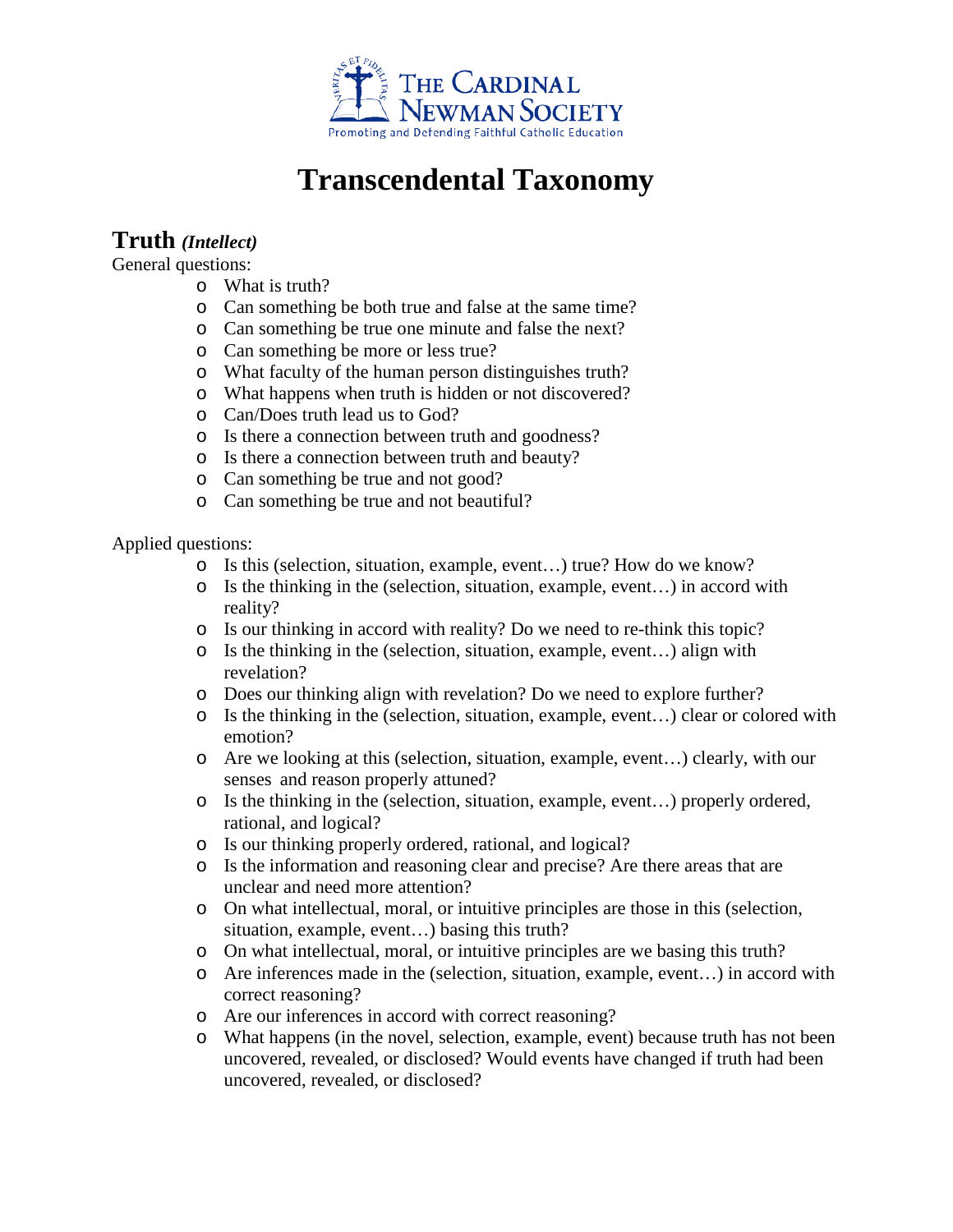THE CARDINAL NEWMAN SOCIETY

Promoting and Defending Faithful Catholic Education

# Transcendental Taxonomy

## Truth *(Intellect)*

General questions:

- What is truth?
- Can something be both true and false at the same time?
- Can something be true one minute and false the next?
- Can something be more or less true?
- What faculty of the human person distinguishes truth?
- What happens when truth is hidden or not discovered?
- Can/Does truth lead us to God?
- Is there a connection between truth and goodness?
- Is there a connection between truth and beauty?
- Can something be true and not good?
- Can something be true and not beautiful?

Applied questions:

- Is this (selection, situation, example, event…) true? How do we know?
- Is the thinking in the (selection, situation, example, event…) in accord with reality?
- Is our thinking in accord with reality? Do we need to re-think this topic?
- Is the thinking in the (selection, situation, example, event…) align with revelation?
- Does our thinking align with revelation? Do we need to explore further?
- Is the thinking in the (selection, situation, example, event…) clear or colored with emotion?
- Are we looking at this (selection, situation, example, event…) clearly, with our senses and reason properly attuned?
- Is the thinking in the (selection, situation, example, event…) properly ordered, rational, and logical?
- Is our thinking properly ordered, rational, and logical?
- Is the information and reasoning clear and precise? Are there areas that are unclear and need more attention?
- On what intellectual, moral, or intuitive principles are those in this (selection, situation, example, event…) basing this truth?
- On what intellectual, moral, or intuitive principles are we basing this truth?
- Are inferences made in the (selection, situation, example, event…) in accord with correct reasoning?
- Are our inferences in accord with correct reasoning?
- What happens (in the novel, selection, example, event) because truth has not been uncovered, revealed, or disclosed? Would events have changed if truth had been uncovered, revealed, or disclosed?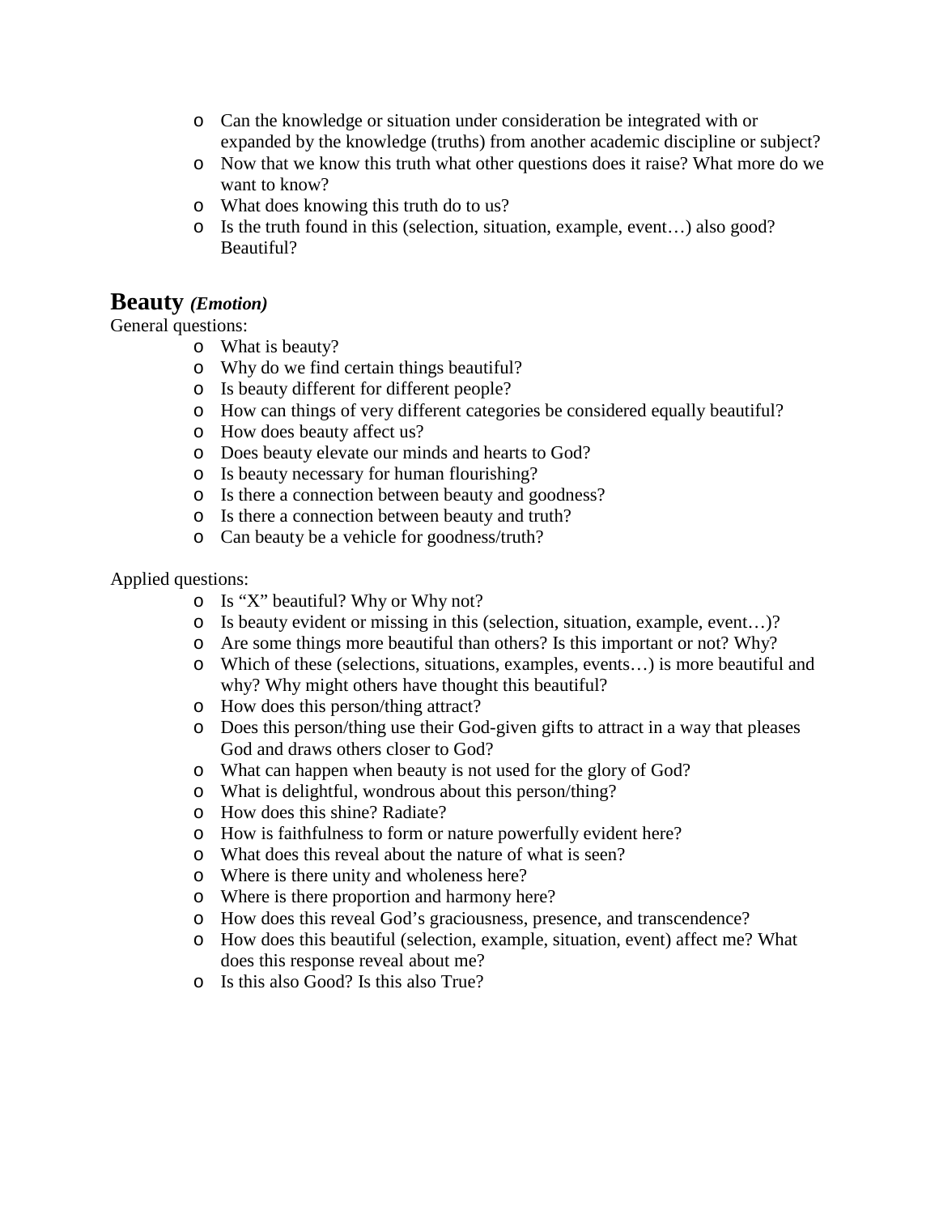- Can the knowledge or situation under consideration be integrated with or expanded by the knowledge (truths) from another academic discipline or subject?
- Now that we know this truth what other questions does it raise? What more do we want to know?
- What does knowing this truth do to us?
- Is the truth found in this (selection, situation, example, event…) also good? Beautiful?

## Beauty *(Emotion)*

General questions:

- What is beauty?
- Why do we find certain things beautiful?
- Is beauty different for different people?
- How can things of very different categories be considered equally beautiful?
- How does beauty affect us?
- Does beauty elevate our minds and hearts to God?
- Is beauty necessary for human flourishing?
- Is there a connection between beauty and goodness?
- Is there a connection between beauty and truth?
- Can beauty be a vehicle for goodness/truth?

Applied questions:

- Is "X" beautiful? Why or Why not?
- Is beauty evident or missing in this (selection, situation, example, event…)?
- Are some things more beautiful than others? Is this important or not? Why?
- Which of these (selections, situations, examples, events…) is more beautiful and why? Why might others have thought this beautiful?
- How does this person/thing attract?
- Does this person/thing use their God-given gifts to attract in a way that pleases God and draws others closer to God?
- What can happen when beauty is not used for the glory of God?
- What is delightful, wondrous about this person/thing?
- How does this shine? Radiate?
- How is faithfulness to form or nature powerfully evident here?
- What does this reveal about the nature of what is seen?
- Where is there unity and wholeness here?
- Where is there proportion and harmony here?
- How does this reveal God's graciousness, presence, and transcendence?
- How does this beautiful (selection, example, situation, event) affect me? What does this response reveal about me?
- Is this also Good? Is this also True?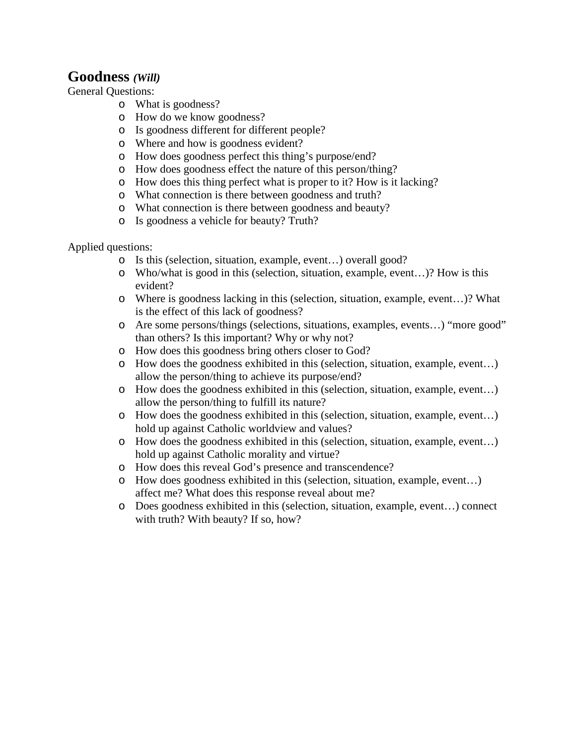## **Goodness** ***(Will)***

General Questions:

- What is goodness?
- How do we know goodness?
- Is goodness different for different people?
- Where and how is goodness evident?
- How does goodness perfect this thing's purpose/end?
- How does goodness effect the nature of this person/thing?
- How does this thing perfect what is proper to it? How is it lacking?
- What connection is there between goodness and truth?
- What connection is there between goodness and beauty?
- Is goodness a vehicle for beauty? Truth?

Applied questions:

- Is this (selection, situation, example, event…) overall good?
- Who/what is good in this (selection, situation, example, event…)? How is this evident?
- Where is goodness lacking in this (selection, situation, example, event…)? What is the effect of this lack of goodness?
- Are some persons/things (selections, situations, examples, events…) "more good" than others? Is this important? Why or why not?
- How does this goodness bring others closer to God?
- How does the goodness exhibited in this (selection, situation, example, event…) allow the person/thing to achieve its purpose/end?
- How does the goodness exhibited in this (selection, situation, example, event…) allow the person/thing to fulfill its nature?
- How does the goodness exhibited in this (selection, situation, example, event…) hold up against Catholic worldview and values?
- How does the goodness exhibited in this (selection, situation, example, event…) hold up against Catholic morality and virtue?
- How does this reveal God's presence and transcendence?
- How does goodness exhibited in this (selection, situation, example, event…) affect me? What does this response reveal about me?
- Does goodness exhibited in this (selection, situation, example, event…) connect with truth? With beauty? If so, how?